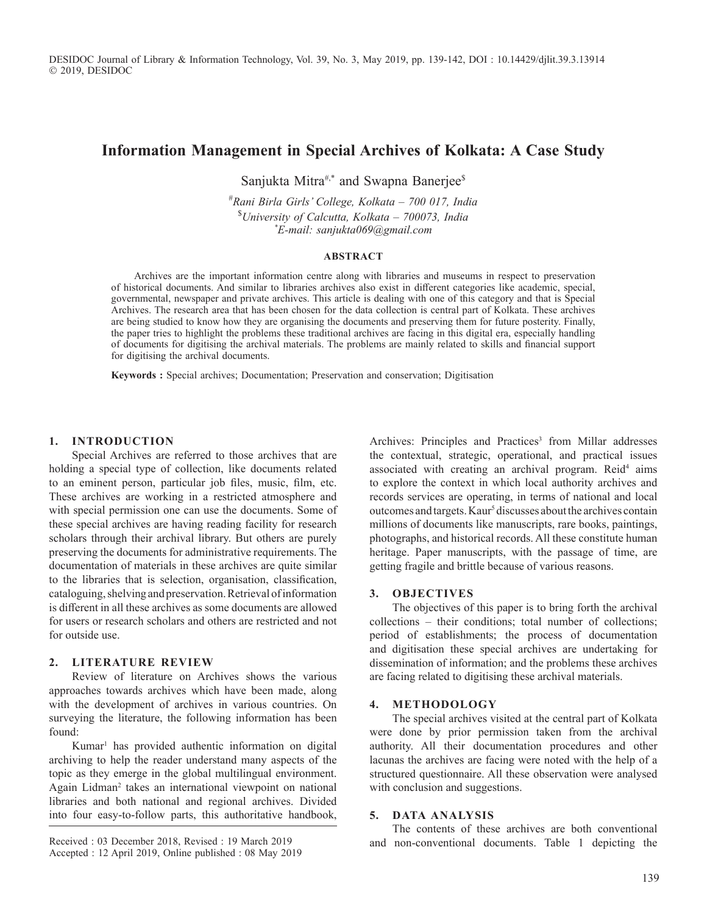# Information Management in Special Archives of Kolkata: A Case Study

Sanjukta Mitra[#,*] and Swapna Banerjee[$]

[#]*Rani Birla Girls' College, Kolkata – 700 017, India*
[$]*University of Calcutta, Kolkata – 700073, India*
[*]*E-mail: sanjukta069@gmail.com*

### ABSTRACT

Archives are the important information centre along with libraries and museums in respect to preservation of historical documents. And similar to libraries archives also exist in different categories like academic, special, governmental, newspaper and private archives. This article is dealing with one of this category and that is Special Archives. The research area that has been chosen for the data collection is central part of Kolkata. These archives are being studied to know how they are organising the documents and preserving them for future posterity. Finally, the paper tries to highlight the problems these traditional archives are facing in this digital era, especially handling of documents for digitising the archival materials. The problems are mainly related to skills and financial support for digitising the archival documents.

**Keywords :** Special archives; Documentation; Preservation and conservation; Digitisation

## 1. INTRODUCTION

Special Archives are referred to those archives that are holding a special type of collection, like documents related to an eminent person, particular job files, music, film, etc. These archives are working in a restricted atmosphere and with special permission one can use the documents. Some of these special archives are having reading facility for research scholars through their archival library. But others are purely preserving the documents for administrative requirements. The documentation of materials in these archives are quite similar to the libraries that is selection, organisation, classification, cataloguing, shelving and preservation. Retrieval of information is different in all these archives as some documents are allowed for users or research scholars and others are restricted and not for outside use.

## 2. LITERATURE REVIEW

Review of literature on Archives shows the various approaches towards archives which have been made, along with the development of archives in various countries. On surveying the literature, the following information has been found:

Kumar[1] has provided authentic information on digital archiving to help the reader understand many aspects of the topic as they emerge in the global multilingual environment. Again Lidman[2] takes an international viewpoint on national libraries and both national and regional archives. Divided into four easy-to-follow parts, this authoritative handbook, Archives: Principles and Practices[3] from Millar addresses the contextual, strategic, operational, and practical issues associated with creating an archival program. Reid[4] aims to explore the context in which local authority archives and records services are operating, in terms of national and local outcomes and targets. Kaur[5] discusses about the archives contain millions of documents like manuscripts, rare books, paintings, photographs, and historical records. All these constitute human heritage. Paper manuscripts, with the passage of time, are getting fragile and brittle because of various reasons.

## 3. OBJECTIVES

The objectives of this paper is to bring forth the archival collections – their conditions; total number of collections; period of establishments; the process of documentation and digitisation these special archives are undertaking for dissemination of information; and the problems these archives are facing related to digitising these archival materials.

## 4. METHODOLOGY

The special archives visited at the central part of Kolkata were done by prior permission taken from the archival authority. All their documentation procedures and other lacunas the archives are facing were noted with the help of a structured questionnaire. All these observation were analysed with conclusion and suggestions.

## 5. DATA ANALYSIS

The contents of these archives are both conventional and non-conventional documents. Table 1 depicting the

Received : 03 December 2018, Revised : 19 March 2019
Accepted : 12 April 2019, Online published : 08 May 2019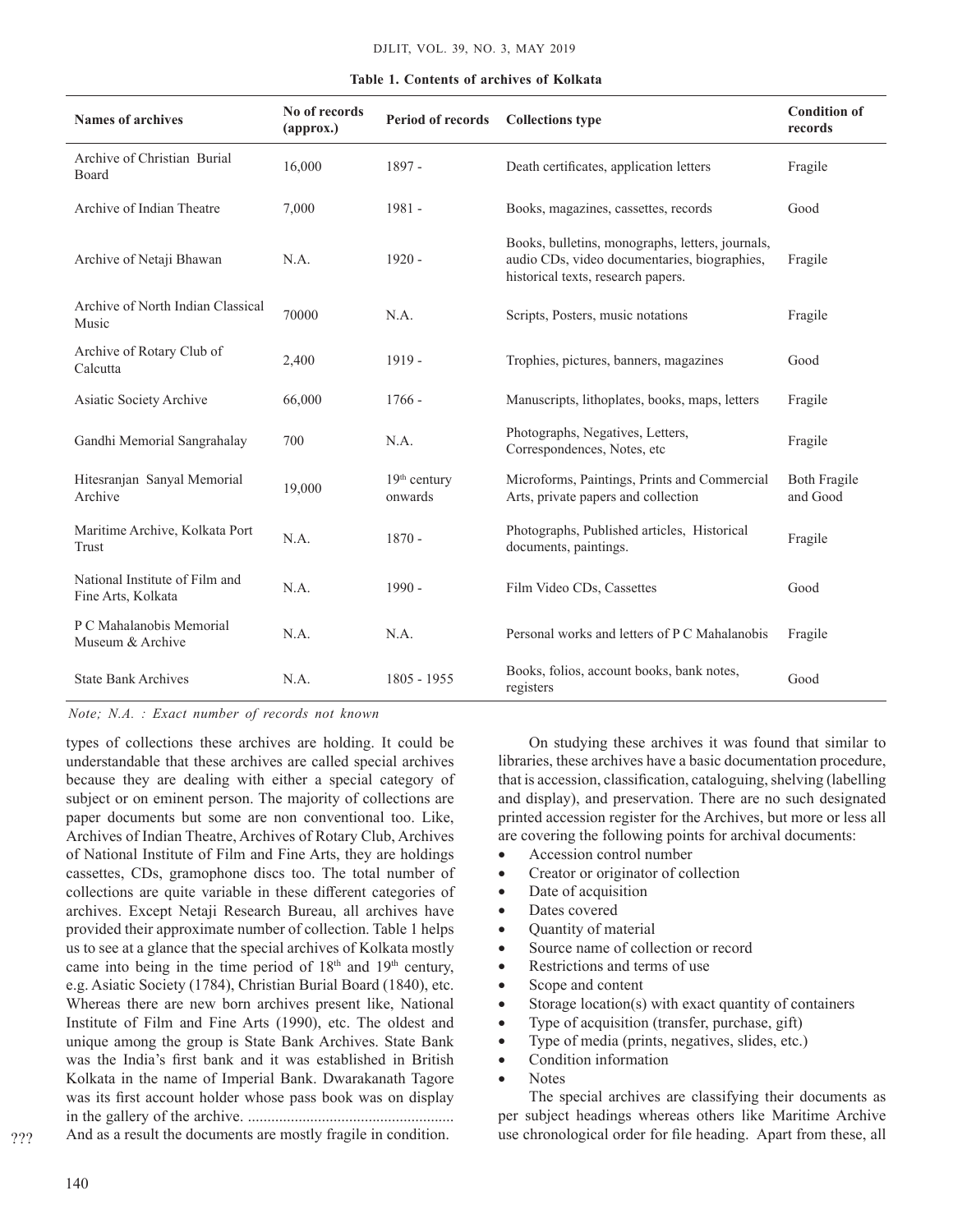**Table 1. Contents of archives of Kolkata**

| Names of archives | No of records (approx.) | Period of records | Collections type | Condition of records |
|---|---|---|---|---|
| Archive of Christian Burial Board | 16,000 | 1897 - | Death certificates, application letters | Fragile |
| Archive of Indian Theatre | 7,000 | 1981 - | Books, magazines, cassettes, records | Good |
| Archive of Netaji Bhawan | N.A. | 1920 - | Books, bulletins, monographs, letters, journals, audio CDs, video documentaries, biographies, historical texts, research papers. | Fragile |
| Archive of North Indian Classical Music | 70000 | N.A. | Scripts, Posters, music notations | Fragile |
| Archive of Rotary Club of Calcutta | 2,400 | 1919 - | Trophies, pictures, banners, magazines | Good |
| Asiatic Society Archive | 66,000 | 1766 - | Manuscripts, lithoplates, books, maps, letters | Fragile |
| Gandhi Memorial Sangrahalay | 700 | N.A. | Photographs, Negatives, Letters, Correspondences, Notes, etc | Fragile |
| Hitesranjan Sanyal Memorial Archive | 19,000 | 19th century onwards | Microforms, Paintings, Prints and Commercial Arts, private papers and collection | Both Fragile and Good |
| Maritime Archive, Kolkata Port Trust | N.A. | 1870 - | Photographs, Published articles, Historical documents, paintings. | Fragile |
| National Institute of Film and Fine Arts, Kolkata | N.A. | 1990 - | Film Video CDs, Cassettes | Good |
| P C Mahalanobis Memorial Museum & Archive | N.A. | N.A. | Personal works and letters of P C Mahalanobis | Fragile |
| State Bank Archives | N.A. | 1805 - 1955 | Books, folios, account books, bank notes, registers | Good |

*Note; N.A. : Exact number of records not known*

types of collections these archives are holding. It could be understandable that these archives are called special archives because they are dealing with either a special category of subject or on eminent person. The majority of collections are paper documents but some are non conventional too. Like, Archives of Indian Theatre, Archives of Rotary Club, Archives of National Institute of Film and Fine Arts, they are holdings cassettes, CDs, gramophone discs too. The total number of collections are quite variable in these different categories of archives. Except Netaji Research Bureau, all archives have provided their approximate number of collection. Table 1 helps us to see at a glance that the special archives of Kolkata mostly came into being in the time period of 18th and 19th century, e.g. Asiatic Society (1784), Christian Burial Board (1840), etc. Whereas there are new born archives present like, National Institute of Film and Fine Arts (1990), etc. The oldest and unique among the group is State Bank Archives. State Bank was the India's first bank and it was established in British Kolkata in the name of Imperial Bank. Dwarakanath Tagore was its first account holder whose pass book was on display in the gallery of the archive. .................................................... And as a result the documents are mostly fragile in condition.

On studying these archives it was found that similar to libraries, these archives have a basic documentation procedure, that is accession, classification, cataloguing, shelving (labelling and display), and preservation. There are no such designated printed accession register for the Archives, but more or less all are covering the following points for archival documents:

- Accession control number
- Creator or originator of collection
- Date of acquisition
- Dates covered
- Quantity of material
- Source name of collection or record
- Restrictions and terms of use
- Scope and content
- Storage location(s) with exact quantity of containers
- Type of acquisition (transfer, purchase, gift)
- Type of media (prints, negatives, slides, etc.)
- Condition information
- Notes

The special archives are classifying their documents as per subject headings whereas others like Maritime Archive use chronological order for file heading. Apart from these, all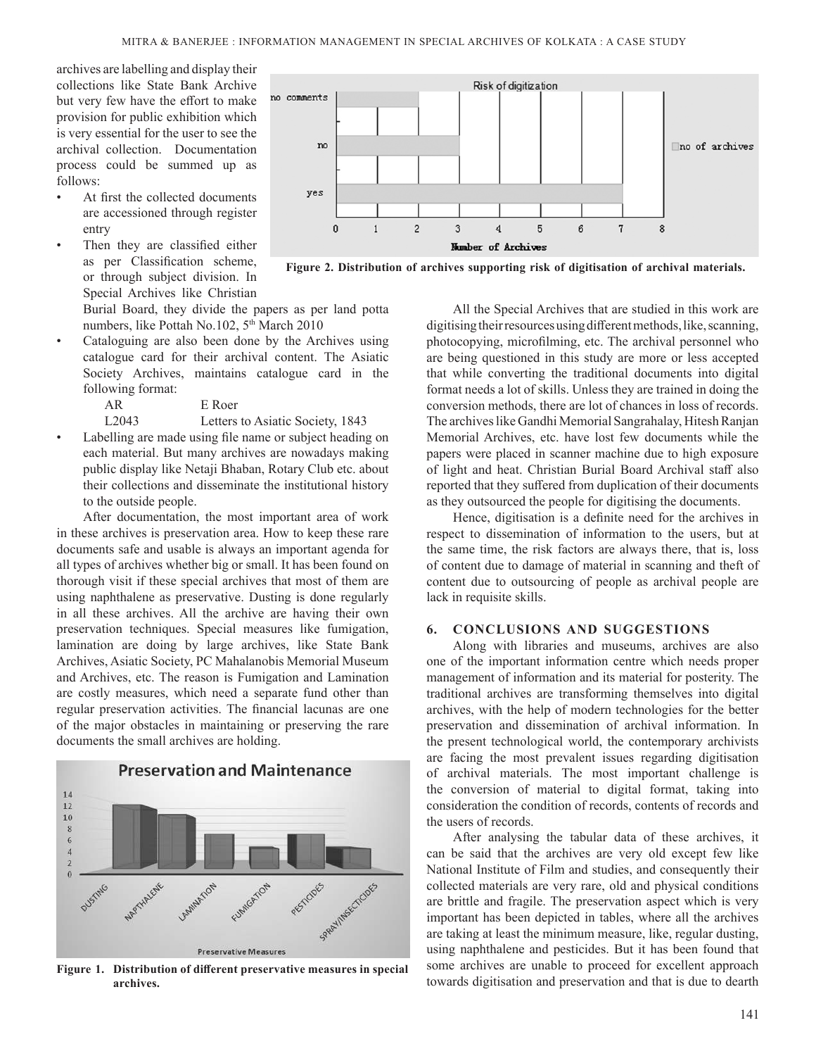archives are labelling and display their collections like State Bank Archive but very few have the effort to make provision for public exhibition which is very essential for the user to see the archival collection. Documentation process could be summed up as follows:

- At first the collected documents are accessioned through register entry
- Then they are classified either as per Classification scheme, or through subject division. In Special Archives like Christian Burial Board, they divide the papers as per land potta numbers, like Pottah No.102, 5th March 2010
- Cataloguing are also been done by the Archives using catalogue card for their archival content. The Asiatic Society Archives, maintains catalogue card in the following format:

  AR E Roer
  L2043 Letters to Asiatic Society, 1843
- Labelling are made using file name or subject heading on each material. But many archives are nowadays making public display like Netaji Bhaban, Rotary Club etc. about their collections and disseminate the institutional history to the outside people.

After documentation, the most important area of work in these archives is preservation area. How to keep these rare documents safe and usable is always an important agenda for all types of archives whether big or small. It has been found on thorough visit if these special archives that most of them are using naphthalene as preservative. Dusting is done regularly in all these archives. All the archive are having their own preservation techniques. Special measures like fumigation, lamination are doing by large archives, like State Bank Archives, Asiatic Society, PC Mahalanobis Memorial Museum and Archives, etc. The reason is Fumigation and Lamination are costly measures, which need a separate fund other than regular preservation activities. The financial lacunas are one of the major obstacles in maintaining or preserving the rare documents the small archives are holding.

**Figure 1. Distribution of different preservative measures in special archives.**

**Figure 2. Distribution of archives supporting risk of digitisation of archival materials.**

All the Special Archives that are studied in this work are digitising their resources using different methods, like, scanning, photocopying, microfilming, etc. The archival personnel who are being questioned in this study are more or less accepted that while converting the traditional documents into digital format needs a lot of skills. Unless they are trained in doing the conversion methods, there are lot of chances in loss of records. The archives like Gandhi Memorial Sangrahalay, Hitesh Ranjan Memorial Archives, etc. have lost few documents while the papers were placed in scanner machine due to high exposure of light and heat. Christian Burial Board Archival staff also reported that they suffered from duplication of their documents as they outsourced the people for digitising the documents.

Hence, digitisation is a definite need for the archives in respect to dissemination of information to the users, but at the same time, the risk factors are always there, that is, loss of content due to damage of material in scanning and theft of content due to outsourcing of people as archival people are lack in requisite skills.

## 6. CONCLUSIONS AND SUGGESTIONS

Along with libraries and museums, archives are also one of the important information centre which needs proper management of information and its material for posterity. The traditional archives are transforming themselves into digital archives, with the help of modern technologies for the better preservation and dissemination of archival information. In the present technological world, the contemporary archivists are facing the most prevalent issues regarding digitisation of archival materials. The most important challenge is the conversion of material to digital format, taking into consideration the condition of records, contents of records and the users of records.

After analysing the tabular data of these archives, it can be said that the archives are very old except few like National Institute of Film and studies, and consequently their collected materials are very rare, old and physical conditions are brittle and fragile. The preservation aspect which is very important has been depicted in tables, where all the archives are taking at least the minimum measure, like, regular dusting, using naphthalene and pesticides. But it has been found that some archives are unable to proceed for excellent approach towards digitisation and preservation and that is due to dearth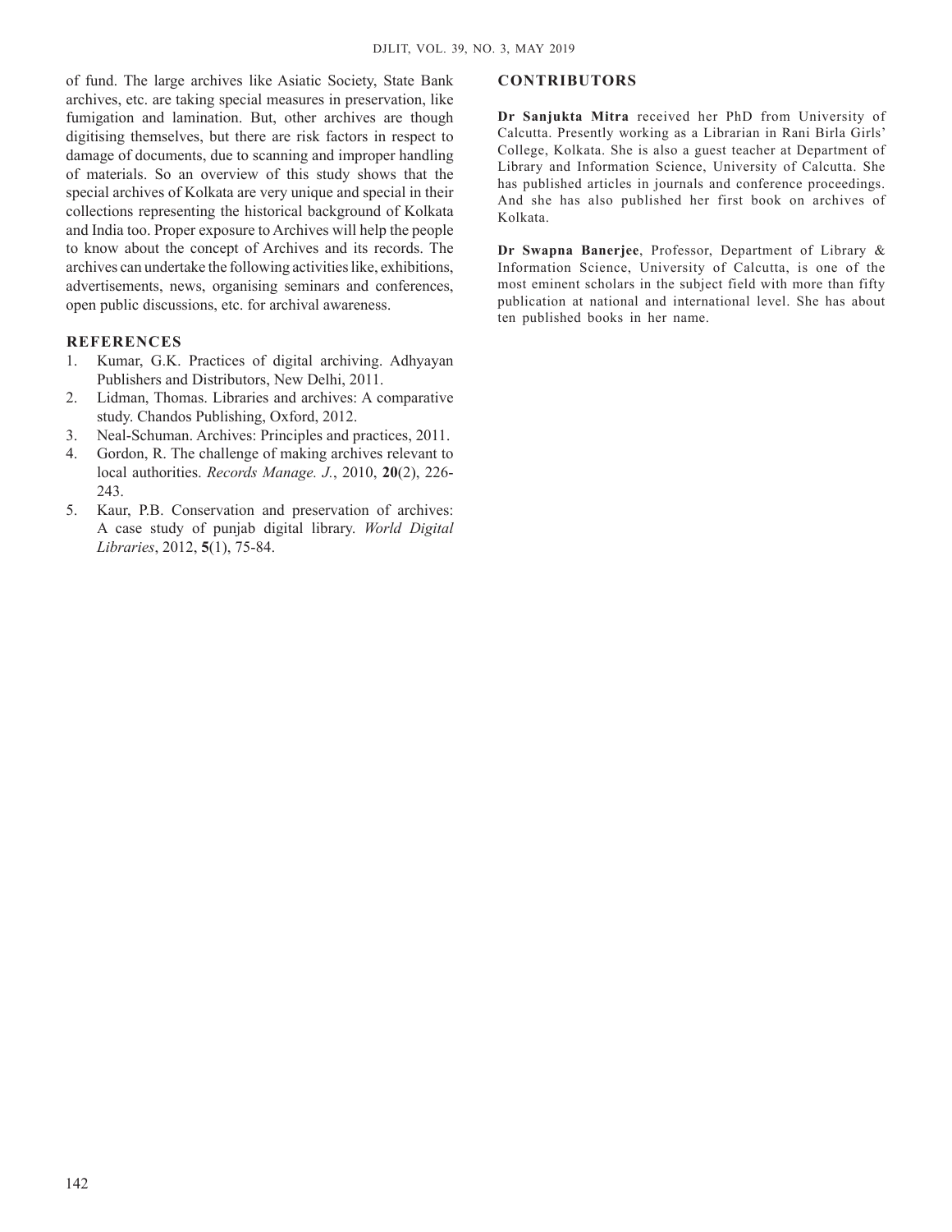of fund. The large archives like Asiatic Society, State Bank archives, etc. are taking special measures in preservation, like fumigation and lamination. But, other archives are though digitising themselves, but there are risk factors in respect to damage of documents, due to scanning and improper handling of materials. So an overview of this study shows that the special archives of Kolkata are very unique and special in their collections representing the historical background of Kolkata and India too. Proper exposure to Archives will help the people to know about the concept of Archives and its records. The archives can undertake the following activities like, exhibitions, advertisements, news, organising seminars and conferences, open public discussions, etc. for archival awareness.

## REFERENCES

1. Kumar, G.K. Practices of digital archiving. Adhyayan Publishers and Distributors, New Delhi, 2011.
2. Lidman, Thomas. Libraries and archives: A comparative study. Chandos Publishing, Oxford, 2012.
3. Neal-Schuman. Archives: Principles and practices, 2011.
4. Gordon, R. The challenge of making archives relevant to local authorities. *Records Manage. J.*, 2010, **20**(2), 226-243.
5. Kaur, P.B. Conservation and preservation of archives: A case study of punjab digital library. *World Digital Libraries*, 2012, **5**(1), 75-84.

## CONTRIBUTORS

**Dr Sanjukta Mitra** received her PhD from University of Calcutta. Presently working as a Librarian in Rani Birla Girls' College, Kolkata. She is also a guest teacher at Department of Library and Information Science, University of Calcutta. She has published articles in journals and conference proceedings. And she has also published her first book on archives of Kolkata.

**Dr Swapna Banerjee**, Professor, Department of Library & Information Science, University of Calcutta, is one of the most eminent scholars in the subject field with more than fifty publication at national and international level. She has about ten published books in her name.